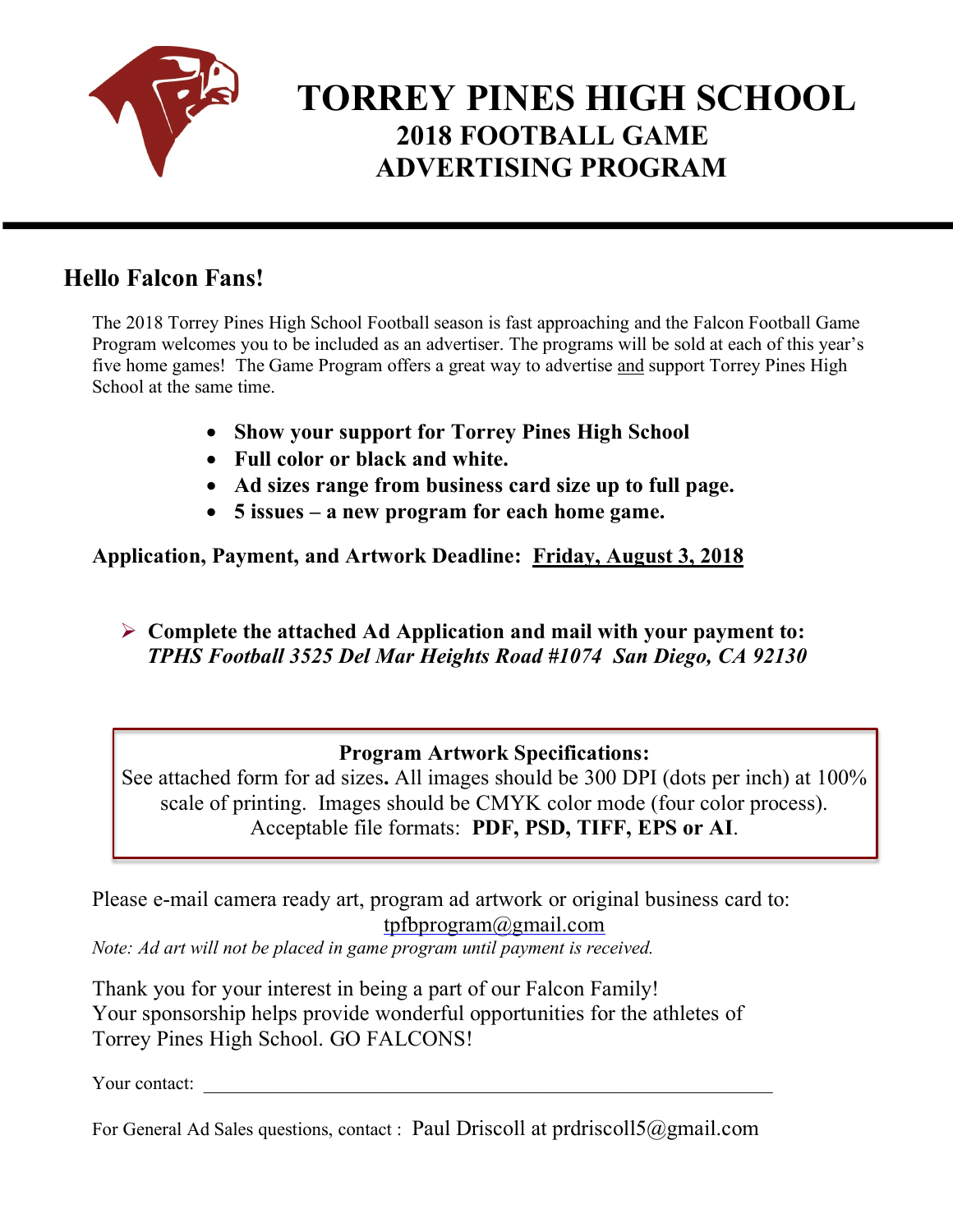# TORREY PINES HIGH SCHOOL

## 2018 FOOTBALL GAME ADVERTISING PROGRAM

---

## Hello Falcon Fans!

The 2018 Torrey Pines High School Football season is fast approaching and the Falcon Football Game Program welcomes you to be included as an advertiser. The programs will be sold at each of this year's five home games! The Game Program offers a great way to advertise and support Torrey Pines High School at the same time.

- **Show your support for Torrey Pines High School**
- **Full color or black and white.**
- **Ad sizes range from business card size up to full page.**
- **5 issues – a new program for each home game.**

**Application, Payment, and Artwork Deadline: Friday, August 3, 2018**

- **Complete the attached Ad Application and mail with your payment to:**
  ***TPHS Football 3525 Del Mar Heights Road #1074 San Diego, CA 92130***

**Program Artwork Specifications:**
See attached form for ad sizes**.** All images should be 300 DPI (dots per inch) at 100% scale of printing. Images should be CMYK color mode (four color process). Acceptable file formats: **PDF, PSD, TIFF, EPS or AI**.

Please e-mail camera ready art, program ad artwork or original business card to:
tpfbprogram@gmail.com

*Note: Ad art will not be placed in game program until payment is received.*

Thank you for your interest in being a part of our Falcon Family!
Your sponsorship helps provide wonderful opportunities for the athletes of Torrey Pines High School. GO FALCONS!

Your contact: ______________________________________________

For General Ad Sales questions, contact : Paul Driscoll at prdriscoll5@gmail.com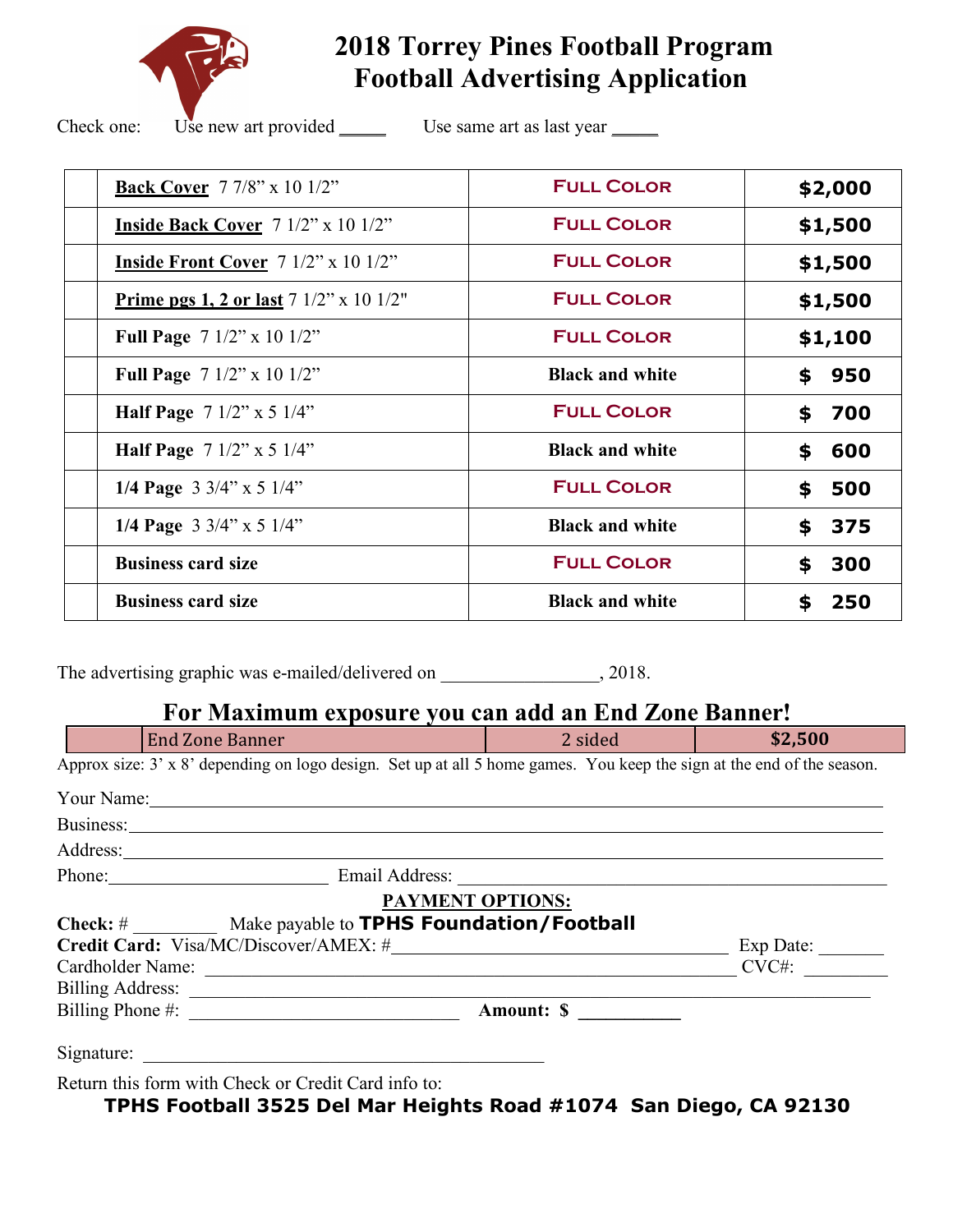# 2018 Torrey Pines Football Program
# Football Advertising Application

Check one: Use new art provided _____ Use same art as last year _____

| | | | |
|---|---|---|---|
| | **Back Cover** 7 7/8" x 10 1/2" | FULL COLOR | **$2,000** |
| | **Inside Back Cover** 7 1/2" x 10 1/2" | FULL COLOR | **$1,500** |
| | **Inside Front Cover** 7 1/2" x 10 1/2" | FULL COLOR | **$1,500** |
| | **Prime pgs 1, 2 or last** 7 1/2" x 10 1/2" | FULL COLOR | **$1,500** |
| | **Full Page** 7 1/2" x 10 1/2" | FULL COLOR | **$1,100** |
| | **Full Page** 7 1/2" x 10 1/2" | **Black and white** | **$ 950** |
| | **Half Page** 7 1/2" x 5 1/4" | FULL COLOR | **$ 700** |
| | **Half Page** 7 1/2" x 5 1/4" | **Black and white** | **$ 600** |
| | **1/4 Page** 3 3/4" x 5 1/4" | FULL COLOR | **$ 500** |
| | **1/4 Page** 3 3/4" x 5 1/4" | **Black and white** | **$ 375** |
| | **Business card size** | FULL COLOR | **$ 300** |
| | **Business card size** | **Black and white** | **$ 250** |

The advertising graphic was e-mailed/delivered on ________________, 2018.

## For Maximum exposure you can add an End Zone Banner!

| | | | |
|---|---|---|---|
| | End Zone Banner | 2 sided | **$2,500** |

Approx size: 3' x 8' depending on logo design. Set up at all 5 home games. You keep the sign at the end of the season.

Your Name:\_\_\_\_\_\_\_\_\_\_\_\_\_\_\_\_\_\_\_\_\_\_\_\_\_\_\_\_\_\_\_\_\_\_\_\_

Business:\_\_\_\_\_\_\_\_\_\_\_\_\_\_\_\_\_\_\_\_\_\_\_\_\_\_\_\_\_\_\_\_\_\_\_\_

Address:\_\_\_\_\_\_\_\_\_\_\_\_\_\_\_\_\_\_\_\_\_\_\_\_\_\_\_\_\_\_\_\_\_\_\_\_

Phone:\_\_\_\_\_\_\_\_\_\_\_\_\_\_\_\_\_\_\_\_ Email Address: \_\_\_\_\_\_\_\_\_\_\_\_\_\_\_\_\_\_\_\_\_\_\_\_\_\_\_\_

**PAYMENT OPTIONS:**

**Check:** # _________ Make payable to **TPHS Foundation/Football**

**Credit Card:** Visa/MC/Discover/AMEX: #\_\_\_\_\_\_\_\_\_\_\_\_\_\_\_\_\_\_\_\_\_\_\_\_\_\_\_\_\_ Exp Date: _______

Cardholder Name: \_\_\_\_\_\_\_\_\_\_\_\_\_\_\_\_\_\_\_\_\_\_\_\_\_\_\_\_\_\_\_\_\_\_ CVC#: _________

Billing Address: \_\_\_\_\_\_\_\_\_\_\_\_\_\_\_\_\_\_\_\_\_\_\_\_\_\_\_\_\_\_\_\_\_\_\_\_\_\_\_\_

Billing Phone #: \_\_\_\_\_\_\_\_\_\_\_\_\_\_\_\_\_\_\_\_\_\_\_\_\_\_ **Amount: $** __________

Signature: \_\_\_\_\_\_\_\_\_\_\_\_\_\_\_\_\_\_\_\_\_\_\_\_\_\_\_\_\_\_\_\_\_\_\_\_

Return this form with Check or Credit Card info to:

**TPHS Football 3525 Del Mar Heights Road #1074 San Diego, CA 92130**